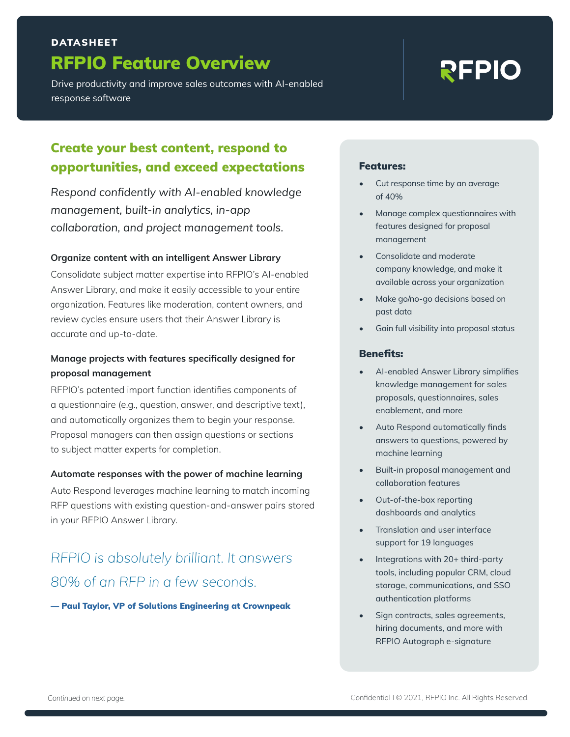DATASHEET

# RFPIO Feature Overview

Drive productivity and improve sales outcomes with AI-enabled response software

## Create your best content, respond to opportunities, and exceed expectations

*Respond confidently with AI-enabled knowledge management, built-in analytics, in-app collaboration, and project management tools.*

**Organize content with an intelligent Answer Library**

Consolidate subject matter expertise into RFPIO's AI-enabled Answer Library, and make it easily accessible to your entire organization. Features like moderation, content owners, and review cycles ensure users that their Answer Library is accurate and up-to-date.

**Manage projects with features specifically designed for proposal management**

RFPIO's patented import function identifies components of a questionnaire (e.g., question, answer, and descriptive text), and automatically organizes them to begin your response. Proposal managers can then assign questions or sections to subject matter experts for completion.

**Automate responses with the power of machine learning**

Auto Respond leverages machine learning to match incoming RFP questions with existing question-and-answer pairs stored in your RFPIO Answer Library.

> *RFPIO is absolutely brilliant. It answers 80% of an RFP in a few seconds.*
>
> **— Paul Taylor, VP of Solutions Engineering at Crownpeak**

### Features:

- Cut response time by an average of 40%
- Manage complex questionnaires with features designed for proposal management
- Consolidate and moderate company knowledge, and make it available across your organization
- Make go/no-go decisions based on past data
- Gain full visibility into proposal status

### Benefits:

- AI-enabled Answer Library simplifies knowledge management for sales proposals, questionnaires, sales enablement, and more
- Auto Respond automatically finds answers to questions, powered by machine learning
- Built-in proposal management and collaboration features
- Out-of-the-box reporting dashboards and analytics
- Translation and user interface support for 19 languages
- Integrations with 20+ third-party tools, including popular CRM, cloud storage, communications, and SSO authentication platforms
- Sign contracts, sales agreements, hiring documents, and more with RFPIO Autograph e-signature

*Continued on next page.*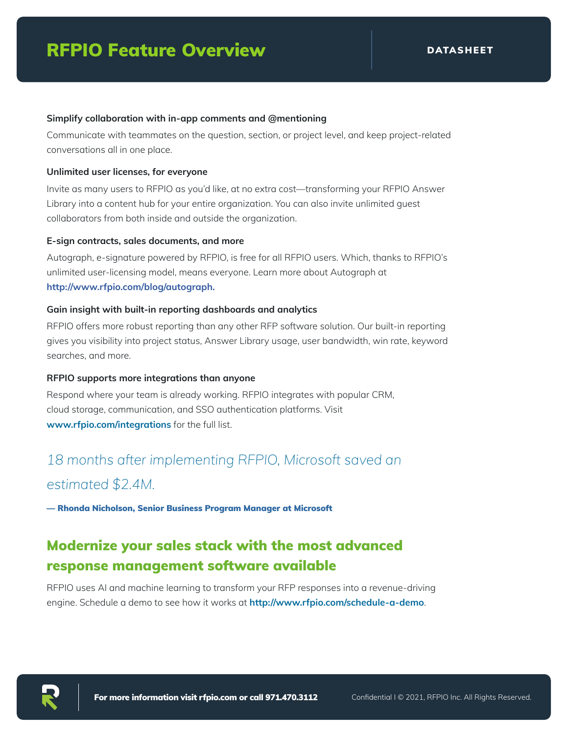# RFPIO Feature Overview

DATASHEET

**Simplify collaboration with in-app comments and @mentioning**

Communicate with teammates on the question, section, or project level, and keep project-related conversations all in one place.

**Unlimited user licenses, for everyone**

Invite as many users to RFPIO as you'd like, at no extra cost—transforming your RFPIO Answer Library into a content hub for your entire organization. You can also invite unlimited guest collaborators from both inside and outside the organization.

**E-sign contracts, sales documents, and more**

Autograph, e-signature powered by RFPIO, is free for all RFPIO users. Which, thanks to RFPIO's unlimited user-licensing model, means everyone. Learn more about Autograph at **http://www.rfpio.com/blog/autograph.**

**Gain insight with built-in reporting dashboards and analytics**

RFPIO offers more robust reporting than any other RFP software solution. Our built-in reporting gives you visibility into project status, Answer Library usage, user bandwidth, win rate, keyword searches, and more.

**RFPIO supports more integrations than anyone**

Respond where your team is already working. RFPIO integrates with popular CRM, cloud storage, communication, and SSO authentication platforms. Visit **www.rfpio.com/integrations** for the full list.

*18 months after implementing RFPIO, Microsoft saved an estimated $2.4M.*

**— Rhonda Nicholson, Senior Business Program Manager at Microsoft**

## Modernize your sales stack with the most advanced response management software available

RFPIO uses AI and machine learning to transform your RFP responses into a revenue-driving engine. Schedule a demo to see how it works at **http://www.rfpio.com/schedule-a-demo**.

**For more information visit rfpio.com or call 971.470.3112**

Confidential I © 2021, RFPIO Inc. All Rights Reserved.